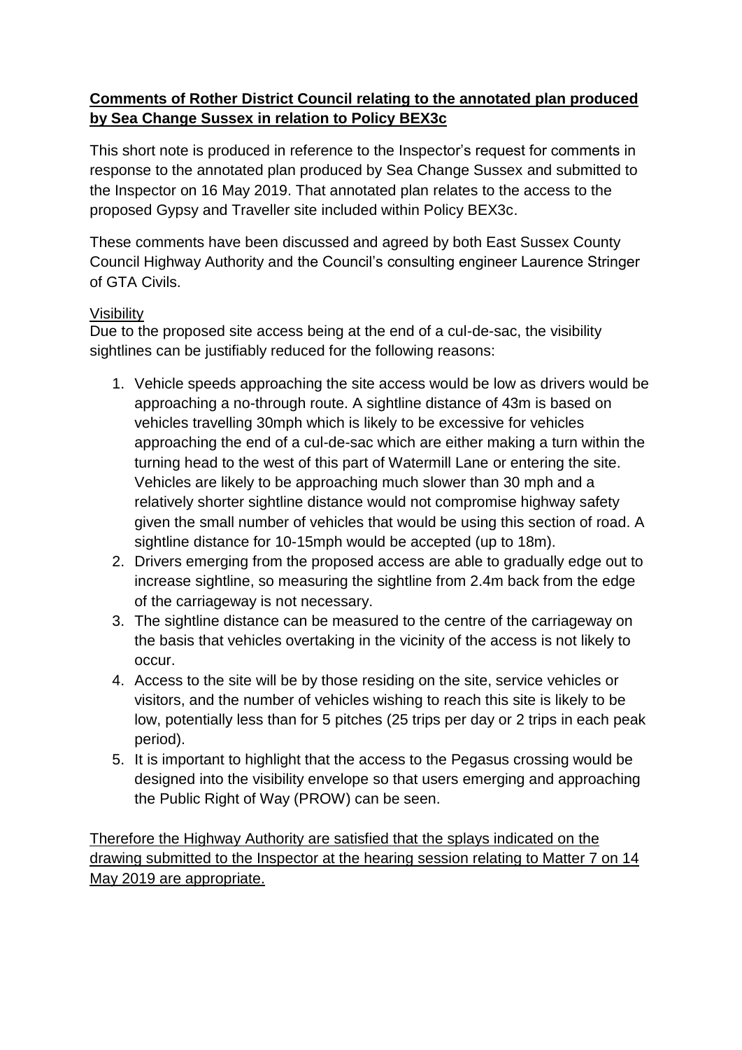**Comments of Rother District Council relating to the annotated plan produced by Sea Change Sussex in relation to Policy BEX3c**

This short note is produced in reference to the Inspector's request for comments in response to the annotated plan produced by Sea Change Sussex and submitted to the Inspector on 16 May 2019. That annotated plan relates to the access to the proposed Gypsy and Traveller site included within Policy BEX3c.

These comments have been discussed and agreed by both East Sussex County Council Highway Authority and the Council's consulting engineer Laurence Stringer of GTA Civils.

Visibility

Due to the proposed site access being at the end of a cul-de-sac, the visibility sightlines can be justifiably reduced for the following reasons:

1. Vehicle speeds approaching the site access would be low as drivers would be approaching a no-through route. A sightline distance of 43m is based on vehicles travelling 30mph which is likely to be excessive for vehicles approaching the end of a cul-de-sac which are either making a turn within the turning head to the west of this part of Watermill Lane or entering the site. Vehicles are likely to be approaching much slower than 30 mph and a relatively shorter sightline distance would not compromise highway safety given the small number of vehicles that would be using this section of road. A sightline distance for 10-15mph would be accepted (up to 18m).
2. Drivers emerging from the proposed access are able to gradually edge out to increase sightline, so measuring the sightline from 2.4m back from the edge of the carriageway is not necessary.
3. The sightline distance can be measured to the centre of the carriageway on the basis that vehicles overtaking in the vicinity of the access is not likely to occur.
4. Access to the site will be by those residing on the site, service vehicles or visitors, and the number of vehicles wishing to reach this site is likely to be low, potentially less than for 5 pitches (25 trips per day or 2 trips in each peak period).
5. It is important to highlight that the access to the Pegasus crossing would be designed into the visibility envelope so that users emerging and approaching the Public Right of Way (PROW) can be seen.

Therefore the Highway Authority are satisfied that the splays indicated on the drawing submitted to the Inspector at the hearing session relating to Matter 7 on 14 May 2019 are appropriate.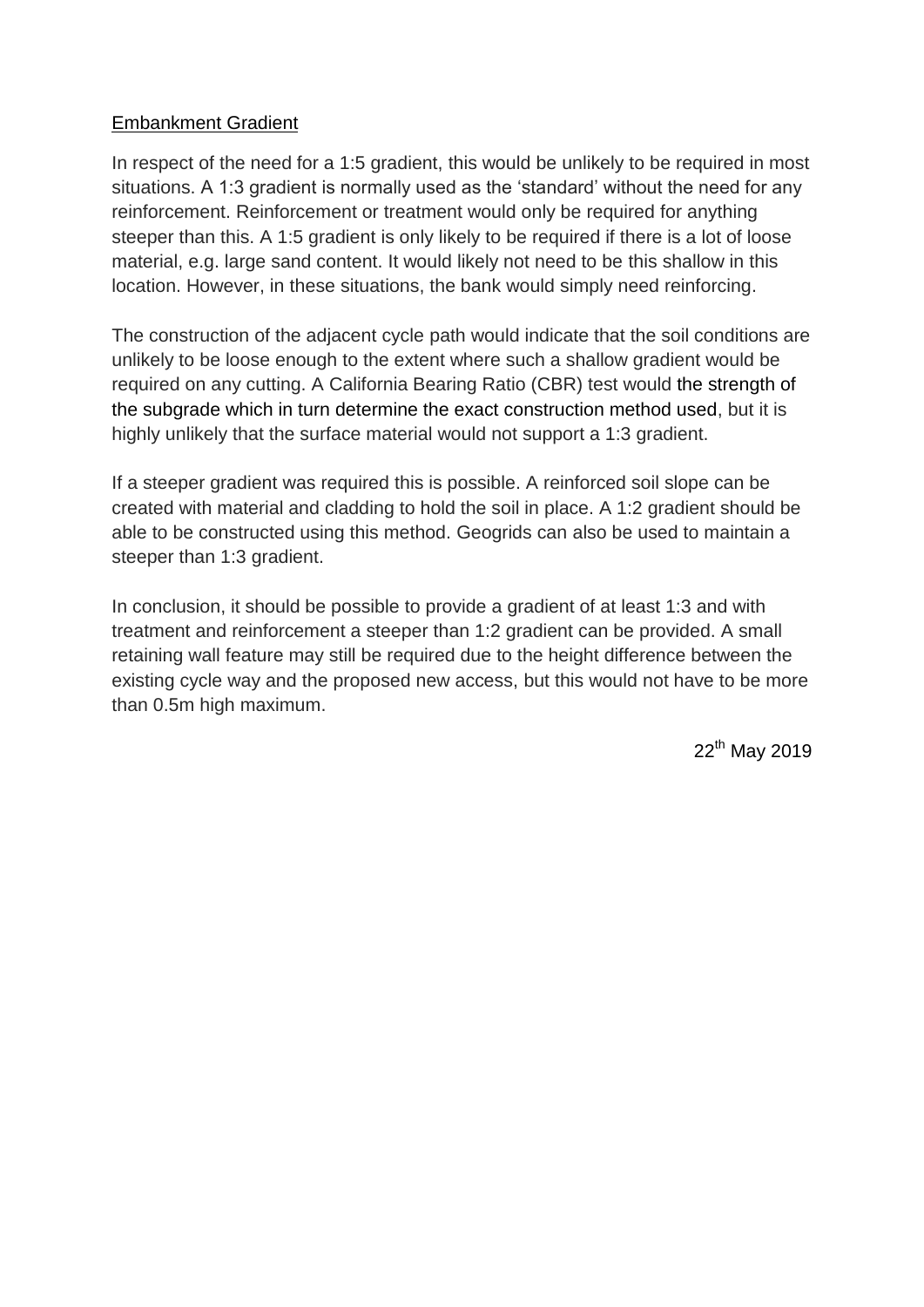Embankment Gradient

In respect of the need for a 1:5 gradient, this would be unlikely to be required in most situations. A 1:3 gradient is normally used as the 'standard' without the need for any reinforcement. Reinforcement or treatment would only be required for anything steeper than this. A 1:5 gradient is only likely to be required if there is a lot of loose material, e.g. large sand content. It would likely not need to be this shallow in this location. However, in these situations, the bank would simply need reinforcing.

The construction of the adjacent cycle path would indicate that the soil conditions are unlikely to be loose enough to the extent where such a shallow gradient would be required on any cutting. A California Bearing Ratio (CBR) test would the strength of the subgrade which in turn determine the exact construction method used, but it is highly unlikely that the surface material would not support a 1:3 gradient.

If a steeper gradient was required this is possible. A reinforced soil slope can be created with material and cladding to hold the soil in place. A 1:2 gradient should be able to be constructed using this method. Geogrids can also be used to maintain a steeper than 1:3 gradient.

In conclusion, it should be possible to provide a gradient of at least 1:3 and with treatment and reinforcement a steeper than 1:2 gradient can be provided. A small retaining wall feature may still be required due to the height difference between the existing cycle way and the proposed new access, but this would not have to be more than 0.5m high maximum.

22nd May 2019